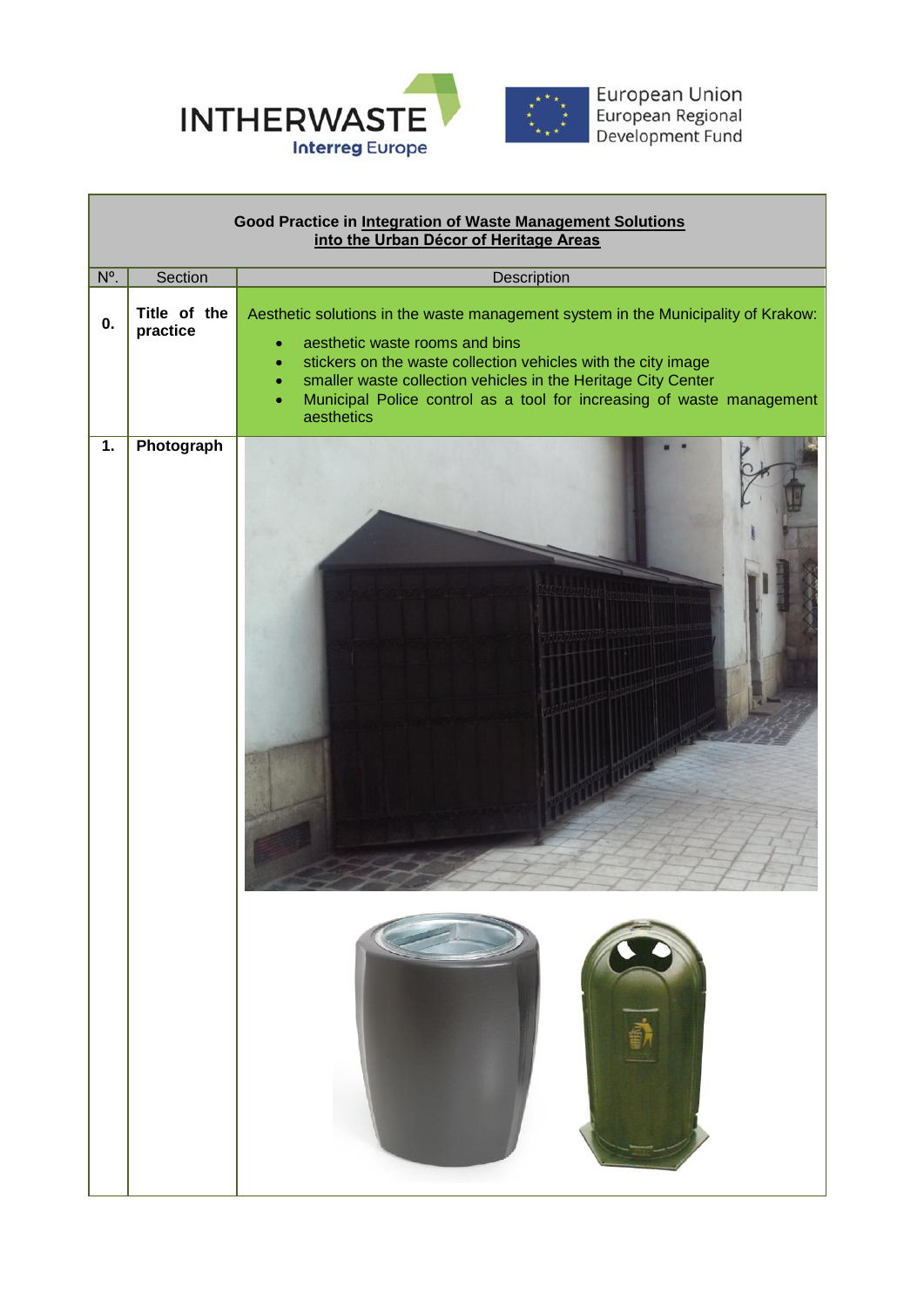**Good Practice in Integration of Waste Management Solutions into the Urban Décor of Heritage Areas**

| Nº. | Section | Description |
|---|---|---|
| **0.** | **Title of the practice** | Aesthetic solutions in the waste management system in the Municipality of Krakow:<br>• aesthetic waste rooms and bins<br>• stickers on the waste collection vehicles with the city image<br>• smaller waste collection vehicles in the Heritage City Center<br>• Municipal Police control as a tool for increasing of waste management aesthetics |
| **1.** | **Photograph** | |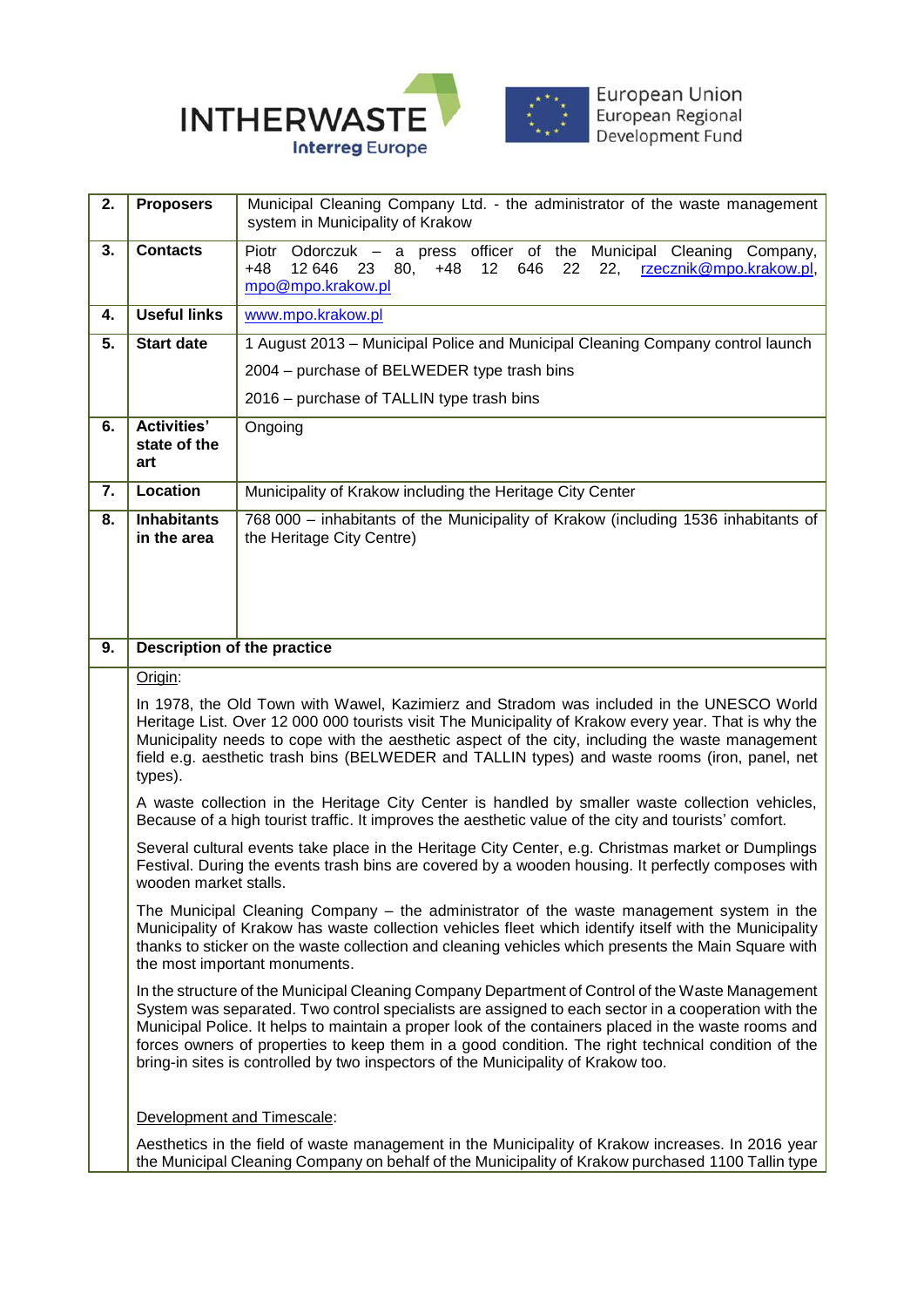| | | |
|---|---|---|
| **2.** | **Proposers** | Municipal Cleaning Company Ltd. - the administrator of the waste management system in Municipality of Krakow |
| **3.** | **Contacts** | Piotr Odorczuk – a press officer of the Municipal Cleaning Company, +48 12 646 23 80, +48 12 646 22 22, rzecznik@mpo.krakow.pl, mpo@mpo.krakow.pl |
| **4.** | **Useful links** | www.mpo.krakow.pl |
| **5.** | **Start date** | 1 August 2013 – Municipal Police and Municipal Cleaning Company control launch<br>2004 – purchase of BELWEDER type trash bins<br>2016 – purchase of TALLIN type trash bins |
| **6.** | **Activities' state of the art** | Ongoing |
| **7.** | **Location** | Municipality of Krakow including the Heritage City Center |
| **8.** | **Inhabitants in the area** | 768 000 – inhabitants of the Municipality of Krakow (including 1536 inhabitants of the Heritage City Centre) |
| **9.** | **Description of the practice** | |

Origin:

In 1978, the Old Town with Wawel, Kazimierz and Stradom was included in the UNESCO World Heritage List. Over 12 000 000 tourists visit The Municipality of Krakow every year. That is why the Municipality needs to cope with the aesthetic aspect of the city, including the waste management field e.g. aesthetic trash bins (BELWEDER and TALLIN types) and waste rooms (iron, panel, net types).

A waste collection in the Heritage City Center is handled by smaller waste collection vehicles, Because of a high tourist traffic. It improves the aesthetic value of the city and tourists' comfort.

Several cultural events take place in the Heritage City Center, e.g. Christmas market or Dumplings Festival. During the events trash bins are covered by a wooden housing. It perfectly composes with wooden market stalls.

The Municipal Cleaning Company – the administrator of the waste management system in the Municipality of Krakow has waste collection vehicles fleet which identify itself with the Municipality thanks to sticker on the waste collection and cleaning vehicles which presents the Main Square with the most important monuments.

In the structure of the Municipal Cleaning Company Department of Control of the Waste Management System was separated. Two control specialists are assigned to each sector in a cooperation with the Municipal Police. It helps to maintain a proper look of the containers placed in the waste rooms and forces owners of properties to keep them in a good condition. The right technical condition of the bring-in sites is controlled by two inspectors of the Municipality of Krakow too.

Development and Timescale:

Aesthetics in the field of waste management in the Municipality of Krakow increases. In 2016 year the Municipal Cleaning Company on behalf of the Municipality of Krakow purchased 1100 Tallin type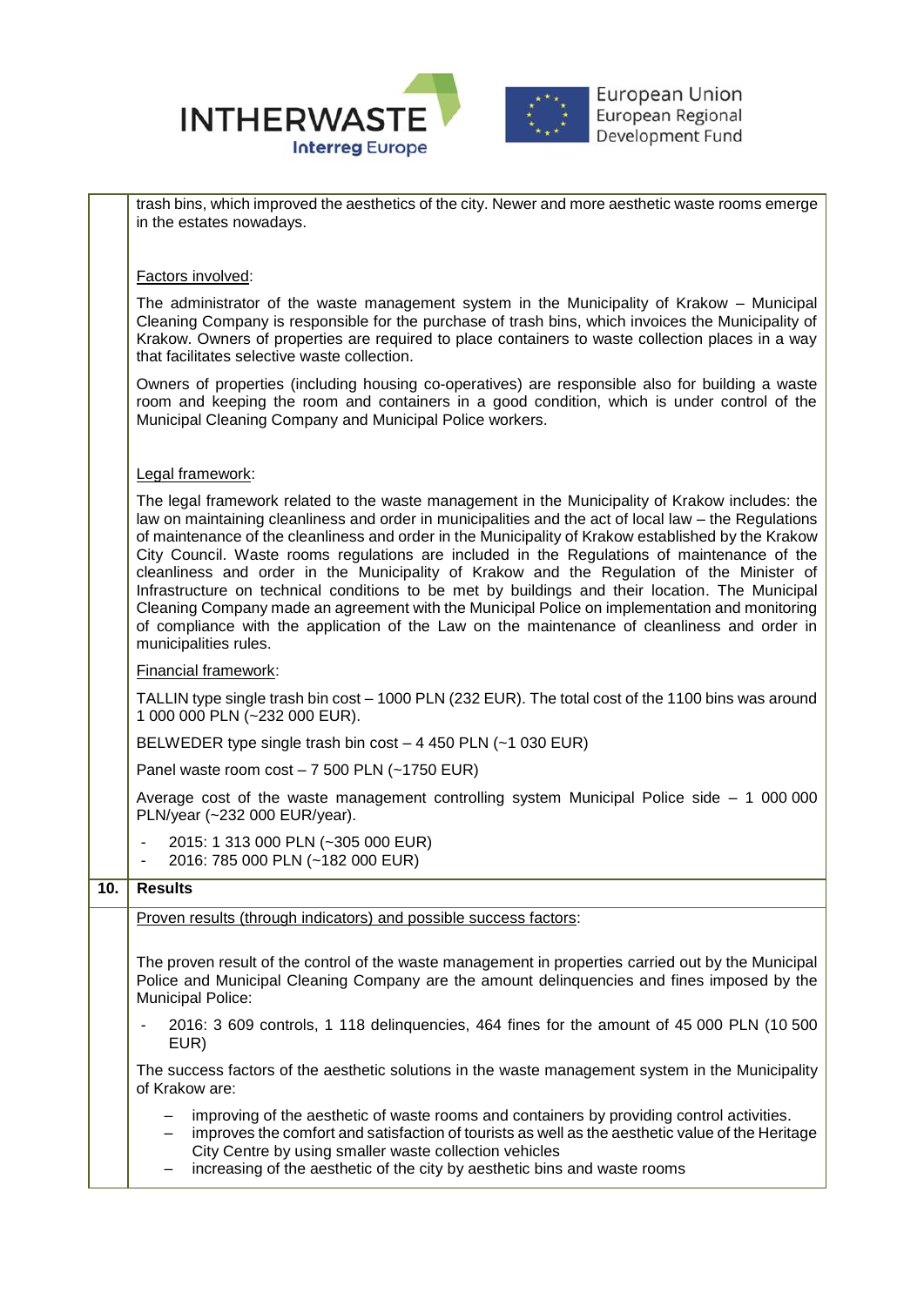trash bins, which improved the aesthetics of the city. Newer and more aesthetic waste rooms emerge in the estates nowadays.

Factors involved:

The administrator of the waste management system in the Municipality of Krakow – Municipal Cleaning Company is responsible for the purchase of trash bins, which invoices the Municipality of Krakow. Owners of properties are required to place containers to waste collection places in a way that facilitates selective waste collection.

Owners of properties (including housing co-operatives) are responsible also for building a waste room and keeping the room and containers in a good condition, which is under control of the Municipal Cleaning Company and Municipal Police workers.

Legal framework:

The legal framework related to the waste management in the Municipality of Krakow includes: the law on maintaining cleanliness and order in municipalities and the act of local law – the Regulations of maintenance of the cleanliness and order in the Municipality of Krakow established by the Krakow City Council. Waste rooms regulations are included in the Regulations of maintenance of the cleanliness and order in the Municipality of Krakow and the Regulation of the Minister of Infrastructure on technical conditions to be met by buildings and their location. The Municipal Cleaning Company made an agreement with the Municipal Police on implementation and monitoring of compliance with the application of the Law on the maintenance of cleanliness and order in municipalities rules.

Financial framework:

TALLIN type single trash bin cost – 1000 PLN (232 EUR). The total cost of the 1100 bins was around 1 000 000 PLN (~232 000 EUR).

BELWEDER type single trash bin cost – 4 450 PLN (~1 030 EUR)

Panel waste room cost – 7 500 PLN (~1750 EUR)

Average cost of the waste management controlling system Municipal Police side – 1 000 000 PLN/year (~232 000 EUR/year).

- 2015: 1 313 000 PLN (~305 000 EUR)
- 2016: 785 000 PLN (~182 000 EUR)

## 10. Results

Proven results (through indicators) and possible success factors:

The proven result of the control of the waste management in properties carried out by the Municipal Police and Municipal Cleaning Company are the amount delinquencies and fines imposed by the Municipal Police:

- 2016: 3 609 controls, 1 118 delinquencies, 464 fines for the amount of 45 000 PLN (10 500 EUR)

The success factors of the aesthetic solutions in the waste management system in the Municipality of Krakow are:

- improving of the aesthetic of waste rooms and containers by providing control activities.
- improves the comfort and satisfaction of tourists as well as the aesthetic value of the Heritage City Centre by using smaller waste collection vehicles
- increasing of the aesthetic of the city by aesthetic bins and waste rooms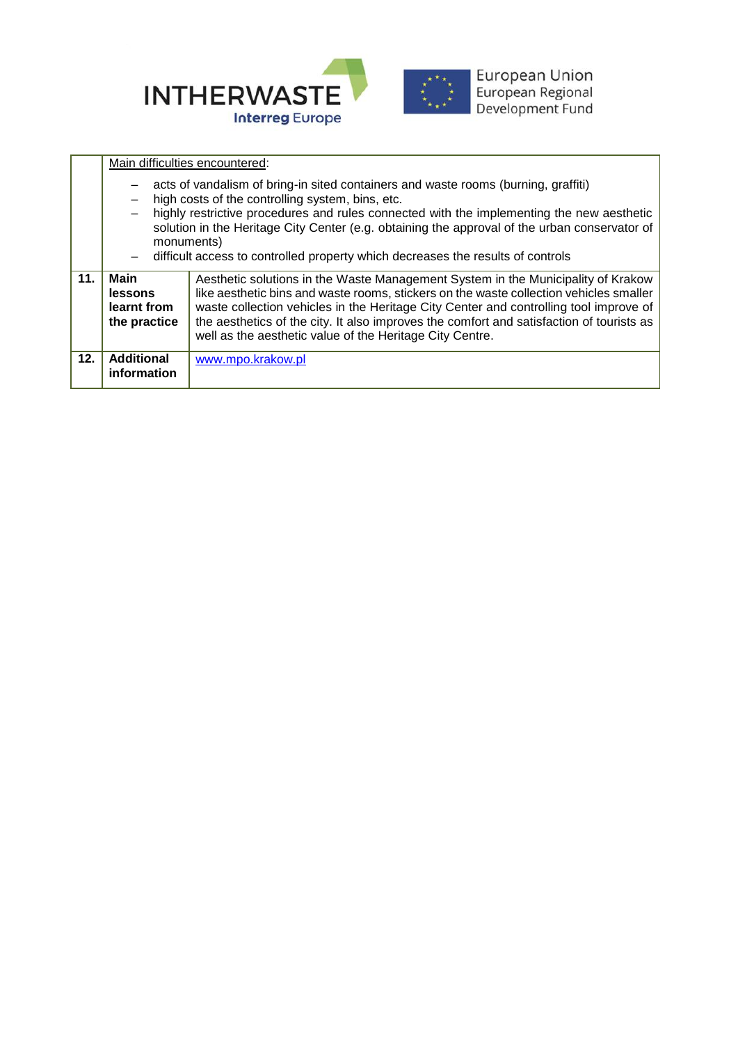| | | |
|---|---|---|
| | Main difficulties encountered:<br>– acts of vandalism of bring-in sited containers and waste rooms (burning, graffiti)<br>– high costs of the controlling system, bins, etc.<br>– highly restrictive procedures and rules connected with the implementing the new aesthetic solution in the Heritage City Center (e.g. obtaining the approval of the urban conservator of monuments)<br>– difficult access to controlled property which decreases the results of controls | |
| **11.** | **Main lessons learnt from the practice** | Aesthetic solutions in the Waste Management System in the Municipality of Krakow like aesthetic bins and waste rooms, stickers on the waste collection vehicles smaller waste collection vehicles in the Heritage City Center and controlling tool improve of the aesthetics of the city. It also improves the comfort and satisfaction of tourists as well as the aesthetic value of the Heritage City Centre. |
| **12.** | **Additional information** | www.mpo.krakow.pl |